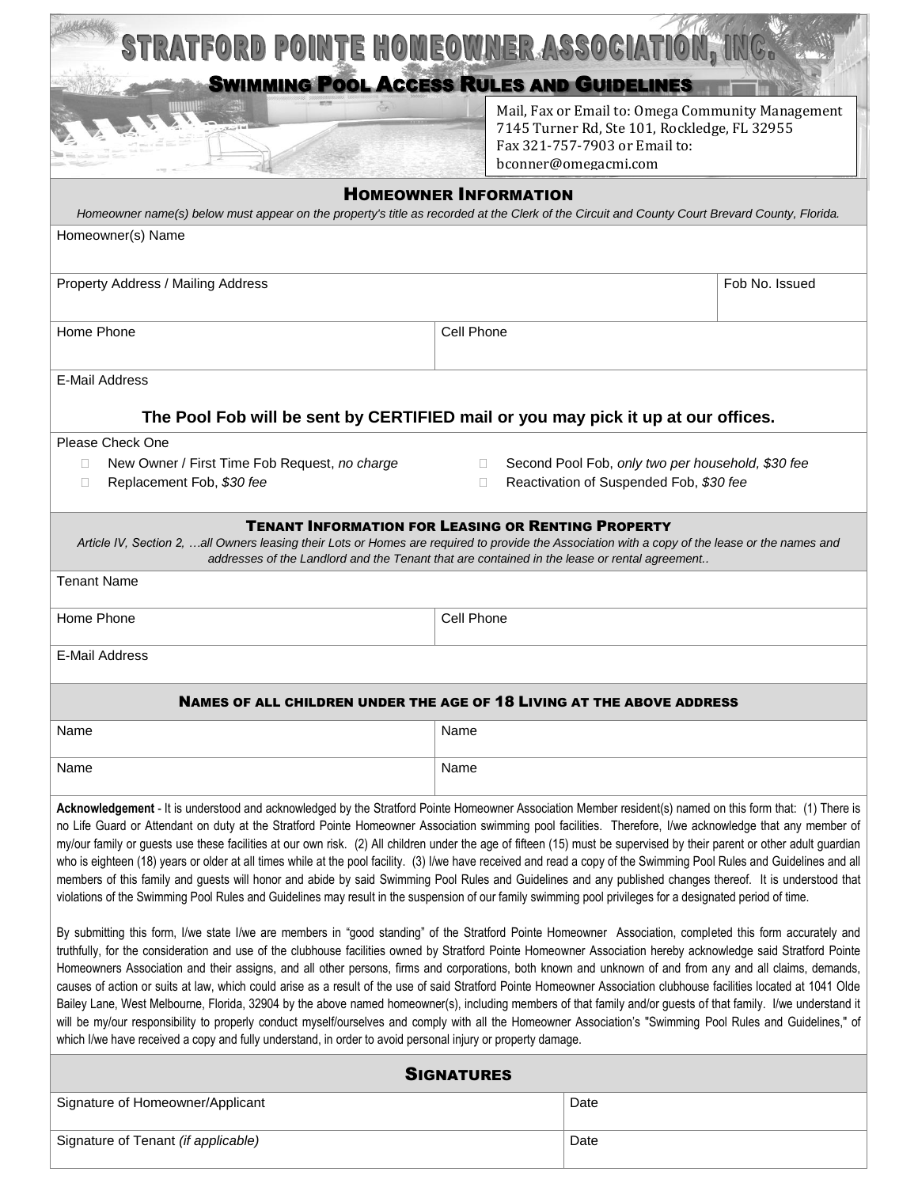# STRATFORD POINTE HOMEOWNER ASSOCIATION, INC.

## SWIMMING POOL ACCESS RULES AND GUIDELINES

Mail, Fax or Email to: Omega Community Management
7145 Turner Rd, Ste 101, Rockledge, FL 32955
Fax 321-757-7903 or Email to:
bconner@omegacmi.com

### HOMEOWNER INFORMATION

*Homeowner name(s) below must appear on the property's title as recorded at the Clerk of the Circuit and County Court Brevard County, Florida.*

| Homeowner(s) Name | | |
|---|---|---|
| Property Address / Mailing Address | | Fob No. Issued |
| Home Phone | Cell Phone | |
| E-Mail Address | | |

**The Pool Fob will be sent by CERTIFIED mail or you may pick it up at our offices.**

Please Check One

- ☐ New Owner / First Time Fob Request, *no charge*
- ☐ Second Pool Fob, *only two per household, $30 fee*
- ☐ Replacement Fob, *$30 fee*
- ☐ Reactivation of Suspended Fob, *$30 fee*

### TENANT INFORMATION FOR LEASING OR RENTING PROPERTY

*Article IV, Section 2, …all Owners leasing their Lots or Homes are required to provide the Association with a copy of the lease or the names and addresses of the Landlord and the Tenant that are contained in the lease or rental agreement..*

| Tenant Name | |
|---|---|
| Home Phone | Cell Phone |
| E-Mail Address | |

### NAMES OF ALL CHILDREN UNDER THE AGE OF 18 LIVING AT THE ABOVE ADDRESS

| Name | Name |
|---|---|
| Name | Name |

**Acknowledgement** - It is understood and acknowledged by the Stratford Pointe Homeowner Association Member resident(s) named on this form that: (1) There is no Life Guard or Attendant on duty at the Stratford Pointe Homeowner Association swimming pool facilities. Therefore, I/we acknowledge that any member of my/our family or guests use these facilities at our own risk. (2) All children under the age of fifteen (15) must be supervised by their parent or other adult guardian who is eighteen (18) years or older at all times while at the pool facility. (3) I/we have received and read a copy of the Swimming Pool Rules and Guidelines and all members of this family and guests will honor and abide by said Swimming Pool Rules and Guidelines and any published changes thereof. It is understood that violations of the Swimming Pool Rules and Guidelines may result in the suspension of our family swimming pool privileges for a designated period of time.

By submitting this form, I/we state I/we are members in "good standing" of the Stratford Pointe Homeowner Association, completed this form accurately and truthfully, for the consideration and use of the clubhouse facilities owned by Stratford Pointe Homeowner Association hereby acknowledge said Stratford Pointe Homeowners Association and their assigns, and all other persons, firms and corporations, both known and unknown of and from any and all claims, demands, causes of action or suits at law, which could arise as a result of the use of said Stratford Pointe Homeowner Association clubhouse facilities located at 1041 Olde Bailey Lane, West Melbourne, Florida, 32904 by the above named homeowner(s), including members of that family and/or guests of that family. I/we understand it will be my/our responsibility to properly conduct myself/ourselves and comply with all the Homeowner Association's "Swimming Pool Rules and Guidelines," of which I/we have received a copy and fully understand, in order to avoid personal injury or property damage.

### SIGNATURES

| Signature of Homeowner/Applicant | Date |
|---|---|
| Signature of Tenant *(if applicable)* | Date |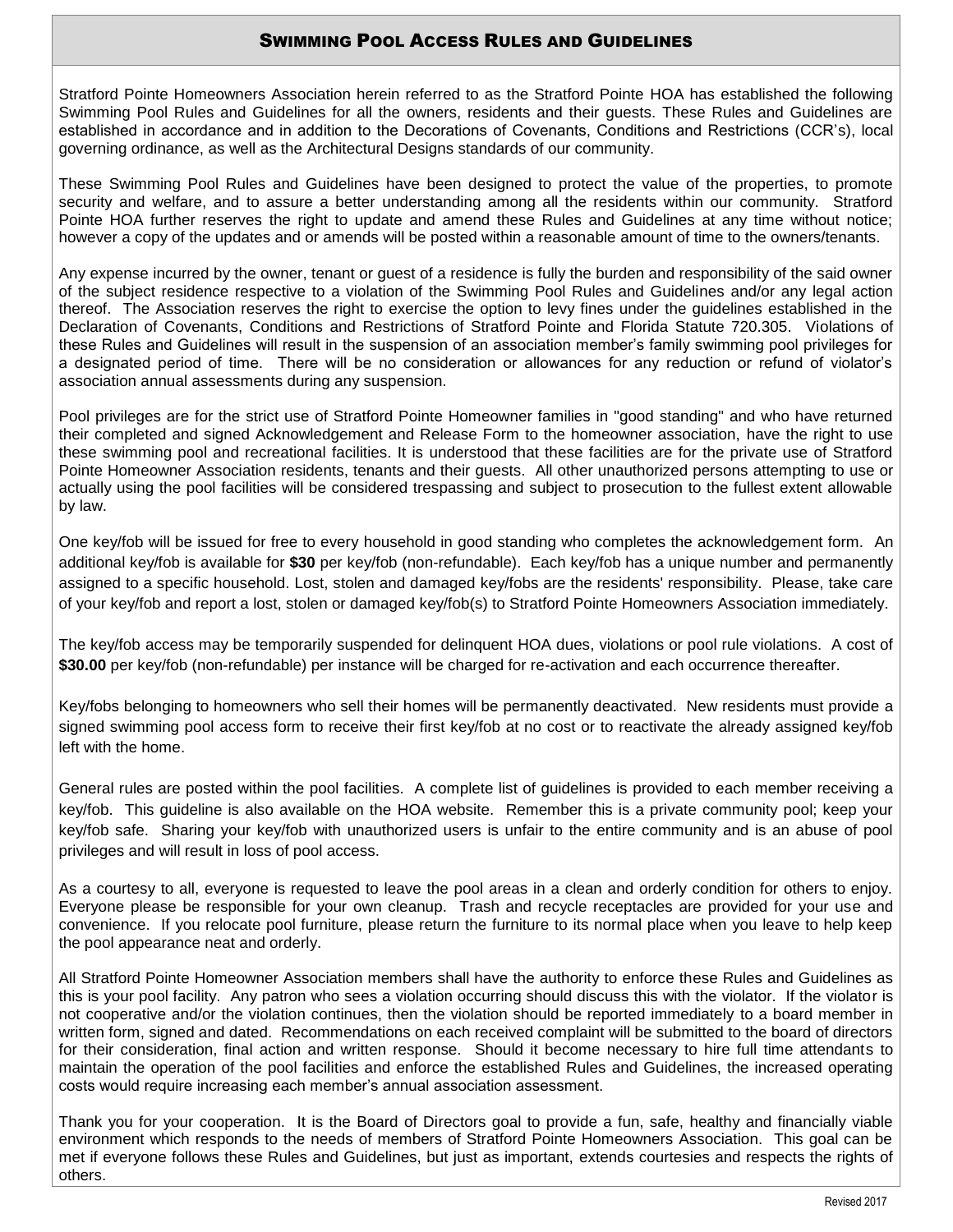## Swimming Pool Access Rules and Guidelines

Stratford Pointe Homeowners Association herein referred to as the Stratford Pointe HOA has established the following Swimming Pool Rules and Guidelines for all the owners, residents and their guests. These Rules and Guidelines are established in accordance and in addition to the Decorations of Covenants, Conditions and Restrictions (CCR's), local governing ordinance, as well as the Architectural Designs standards of our community.

These Swimming Pool Rules and Guidelines have been designed to protect the value of the properties, to promote security and welfare, and to assure a better understanding among all the residents within our community. Stratford Pointe HOA further reserves the right to update and amend these Rules and Guidelines at any time without notice; however a copy of the updates and or amends will be posted within a reasonable amount of time to the owners/tenants.

Any expense incurred by the owner, tenant or guest of a residence is fully the burden and responsibility of the said owner of the subject residence respective to a violation of the Swimming Pool Rules and Guidelines and/or any legal action thereof. The Association reserves the right to exercise the option to levy fines under the guidelines established in the Declaration of Covenants, Conditions and Restrictions of Stratford Pointe and Florida Statute 720.305. Violations of these Rules and Guidelines will result in the suspension of an association member's family swimming pool privileges for a designated period of time. There will be no consideration or allowances for any reduction or refund of violator's association annual assessments during any suspension.

Pool privileges are for the strict use of Stratford Pointe Homeowner families in "good standing" and who have returned their completed and signed Acknowledgement and Release Form to the homeowner association, have the right to use these swimming pool and recreational facilities. It is understood that these facilities are for the private use of Stratford Pointe Homeowner Association residents, tenants and their guests. All other unauthorized persons attempting to use or actually using the pool facilities will be considered trespassing and subject to prosecution to the fullest extent allowable by law.

One key/fob will be issued for free to every household in good standing who completes the acknowledgement form. An additional key/fob is available for **$30** per key/fob (non-refundable). Each key/fob has a unique number and permanently assigned to a specific household. Lost, stolen and damaged key/fobs are the residents' responsibility. Please, take care of your key/fob and report a lost, stolen or damaged key/fob(s) to Stratford Pointe Homeowners Association immediately.

The key/fob access may be temporarily suspended for delinquent HOA dues, violations or pool rule violations. A cost of **$30.00** per key/fob (non-refundable) per instance will be charged for re-activation and each occurrence thereafter.

Key/fobs belonging to homeowners who sell their homes will be permanently deactivated. New residents must provide a signed swimming pool access form to receive their first key/fob at no cost or to reactivate the already assigned key/fob left with the home.

General rules are posted within the pool facilities. A complete list of guidelines is provided to each member receiving a key/fob. This guideline is also available on the HOA website. Remember this is a private community pool; keep your key/fob safe. Sharing your key/fob with unauthorized users is unfair to the entire community and is an abuse of pool privileges and will result in loss of pool access.

As a courtesy to all, everyone is requested to leave the pool areas in a clean and orderly condition for others to enjoy. Everyone please be responsible for your own cleanup. Trash and recycle receptacles are provided for your use and convenience. If you relocate pool furniture, please return the furniture to its normal place when you leave to help keep the pool appearance neat and orderly.

All Stratford Pointe Homeowner Association members shall have the authority to enforce these Rules and Guidelines as this is your pool facility. Any patron who sees a violation occurring should discuss this with the violator. If the violator is not cooperative and/or the violation continues, then the violation should be reported immediately to a board member in written form, signed and dated. Recommendations on each received complaint will be submitted to the board of directors for their consideration, final action and written response. Should it become necessary to hire full time attendants to maintain the operation of the pool facilities and enforce the established Rules and Guidelines, the increased operating costs would require increasing each member's annual association assessment.

Thank you for your cooperation. It is the Board of Directors goal to provide a fun, safe, healthy and financially viable environment which responds to the needs of members of Stratford Pointe Homeowners Association. This goal can be met if everyone follows these Rules and Guidelines, but just as important, extends courtesies and respects the rights of others.

Revised 2017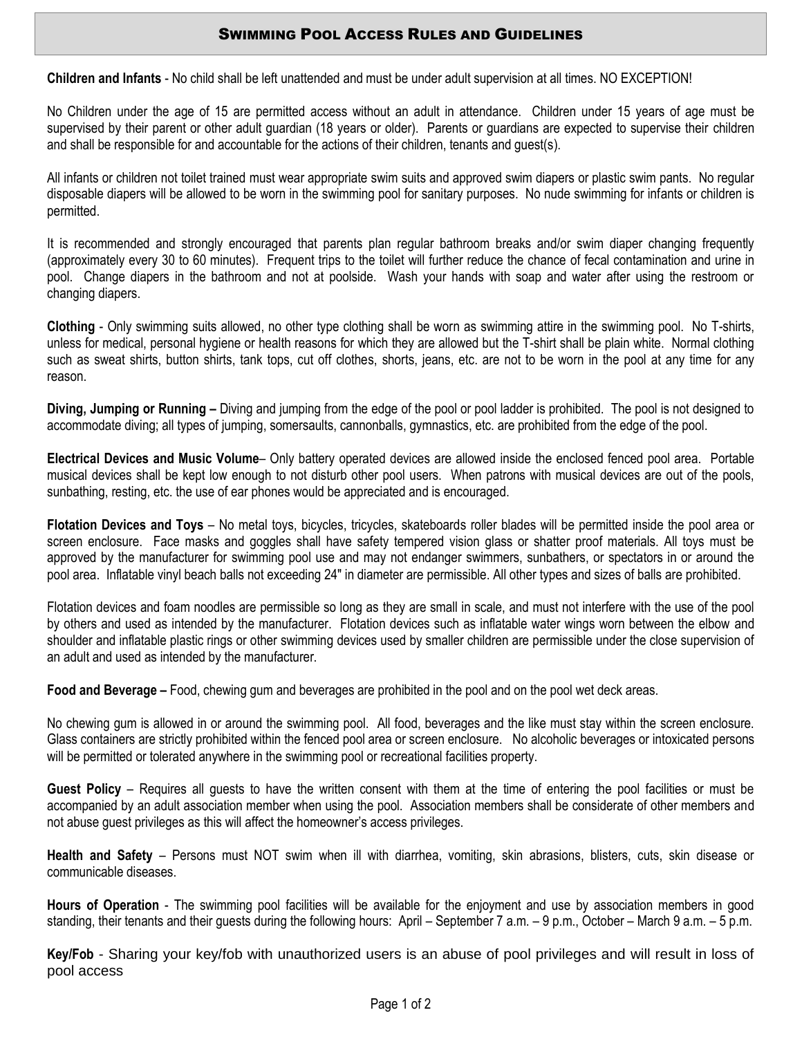# Swimming Pool Access Rules and Guidelines

**Children and Infants** - No child shall be left unattended and must be under adult supervision at all times. NO EXCEPTION!

No Children under the age of 15 are permitted access without an adult in attendance. Children under 15 years of age must be supervised by their parent or other adult guardian (18 years or older). Parents or guardians are expected to supervise their children and shall be responsible for and accountable for the actions of their children, tenants and guest(s).

All infants or children not toilet trained must wear appropriate swim suits and approved swim diapers or plastic swim pants. No regular disposable diapers will be allowed to be worn in the swimming pool for sanitary purposes. No nude swimming for infants or children is permitted.

It is recommended and strongly encouraged that parents plan regular bathroom breaks and/or swim diaper changing frequently (approximately every 30 to 60 minutes). Frequent trips to the toilet will further reduce the chance of fecal contamination and urine in pool. Change diapers in the bathroom and not at poolside. Wash your hands with soap and water after using the restroom or changing diapers.

**Clothing** - Only swimming suits allowed, no other type clothing shall be worn as swimming attire in the swimming pool. No T-shirts, unless for medical, personal hygiene or health reasons for which they are allowed but the T-shirt shall be plain white. Normal clothing such as sweat shirts, button shirts, tank tops, cut off clothes, shorts, jeans, etc. are not to be worn in the pool at any time for any reason.

**Diving, Jumping or Running –** Diving and jumping from the edge of the pool or pool ladder is prohibited. The pool is not designed to accommodate diving; all types of jumping, somersaults, cannonballs, gymnastics, etc. are prohibited from the edge of the pool.

**Electrical Devices and Music Volume**– Only battery operated devices are allowed inside the enclosed fenced pool area. Portable musical devices shall be kept low enough to not disturb other pool users. When patrons with musical devices are out of the pools, sunbathing, resting, etc. the use of ear phones would be appreciated and is encouraged.

**Flotation Devices and Toys** – No metal toys, bicycles, tricycles, skateboards roller blades will be permitted inside the pool area or screen enclosure. Face masks and goggles shall have safety tempered vision glass or shatter proof materials. All toys must be approved by the manufacturer for swimming pool use and may not endanger swimmers, sunbathers, or spectators in or around the pool area. Inflatable vinyl beach balls not exceeding 24" in diameter are permissible. All other types and sizes of balls are prohibited.

Flotation devices and foam noodles are permissible so long as they are small in scale, and must not interfere with the use of the pool by others and used as intended by the manufacturer. Flotation devices such as inflatable water wings worn between the elbow and shoulder and inflatable plastic rings or other swimming devices used by smaller children are permissible under the close supervision of an adult and used as intended by the manufacturer.

**Food and Beverage –** Food, chewing gum and beverages are prohibited in the pool and on the pool wet deck areas.

No chewing gum is allowed in or around the swimming pool. All food, beverages and the like must stay within the screen enclosure. Glass containers are strictly prohibited within the fenced pool area or screen enclosure. No alcoholic beverages or intoxicated persons will be permitted or tolerated anywhere in the swimming pool or recreational facilities property.

**Guest Policy** – Requires all guests to have the written consent with them at the time of entering the pool facilities or must be accompanied by an adult association member when using the pool. Association members shall be considerate of other members and not abuse guest privileges as this will affect the homeowner's access privileges.

**Health and Safety** – Persons must NOT swim when ill with diarrhea, vomiting, skin abrasions, blisters, cuts, skin disease or communicable diseases.

**Hours of Operation** - The swimming pool facilities will be available for the enjoyment and use by association members in good standing, their tenants and their guests during the following hours: April – September 7 a.m. – 9 p.m., October – March 9 a.m. – 5 p.m.

**Key/Fob** - Sharing your key/fob with unauthorized users is an abuse of pool privileges and will result in loss of pool access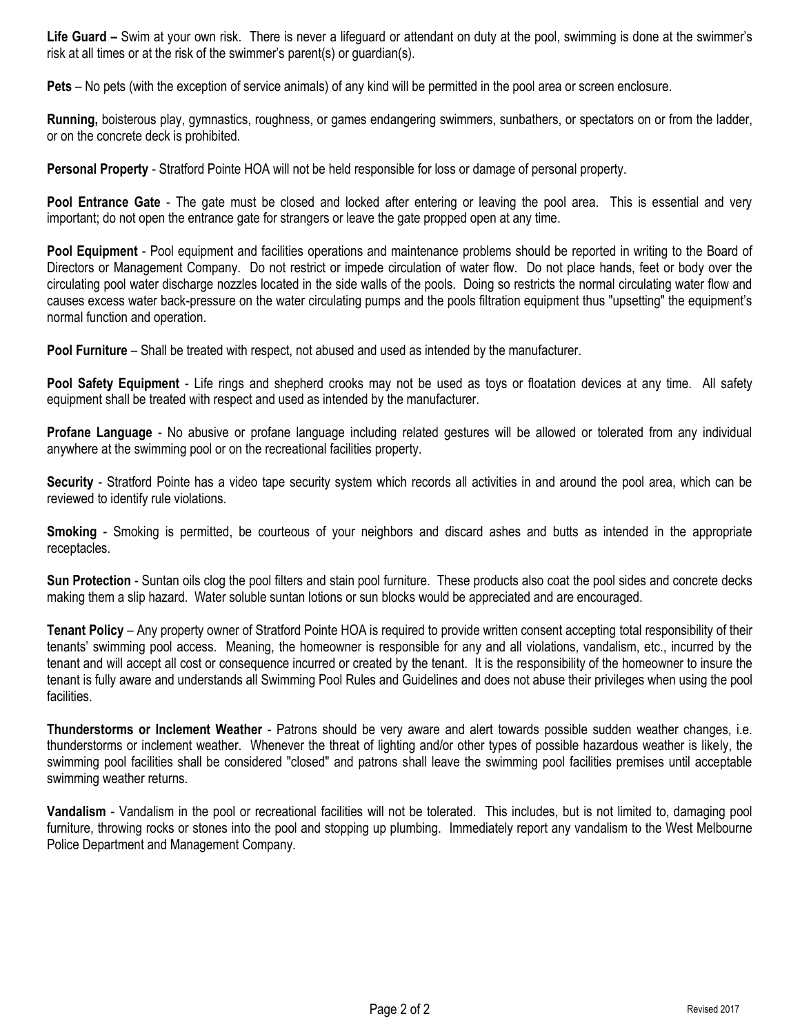**Life Guard –** Swim at your own risk. There is never a lifeguard or attendant on duty at the pool, swimming is done at the swimmer's risk at all times or at the risk of the swimmer's parent(s) or guardian(s).

**Pets** – No pets (with the exception of service animals) of any kind will be permitted in the pool area or screen enclosure.

**Running,** boisterous play, gymnastics, roughness, or games endangering swimmers, sunbathers, or spectators on or from the ladder, or on the concrete deck is prohibited.

**Personal Property** - Stratford Pointe HOA will not be held responsible for loss or damage of personal property.

**Pool Entrance Gate** - The gate must be closed and locked after entering or leaving the pool area. This is essential and very important; do not open the entrance gate for strangers or leave the gate propped open at any time.

**Pool Equipment** - Pool equipment and facilities operations and maintenance problems should be reported in writing to the Board of Directors or Management Company. Do not restrict or impede circulation of water flow. Do not place hands, feet or body over the circulating pool water discharge nozzles located in the side walls of the pools. Doing so restricts the normal circulating water flow and causes excess water back-pressure on the water circulating pumps and the pools filtration equipment thus "upsetting" the equipment's normal function and operation.

**Pool Furniture** – Shall be treated with respect, not abused and used as intended by the manufacturer.

**Pool Safety Equipment** - Life rings and shepherd crooks may not be used as toys or floatation devices at any time. All safety equipment shall be treated with respect and used as intended by the manufacturer.

**Profane Language** - No abusive or profane language including related gestures will be allowed or tolerated from any individual anywhere at the swimming pool or on the recreational facilities property.

**Security** - Stratford Pointe has a video tape security system which records all activities in and around the pool area, which can be reviewed to identify rule violations.

**Smoking** - Smoking is permitted, be courteous of your neighbors and discard ashes and butts as intended in the appropriate receptacles.

**Sun Protection** - Suntan oils clog the pool filters and stain pool furniture. These products also coat the pool sides and concrete decks making them a slip hazard. Water soluble suntan lotions or sun blocks would be appreciated and are encouraged.

**Tenant Policy** – Any property owner of Stratford Pointe HOA is required to provide written consent accepting total responsibility of their tenants' swimming pool access. Meaning, the homeowner is responsible for any and all violations, vandalism, etc., incurred by the tenant and will accept all cost or consequence incurred or created by the tenant. It is the responsibility of the homeowner to insure the tenant is fully aware and understands all Swimming Pool Rules and Guidelines and does not abuse their privileges when using the pool facilities.

**Thunderstorms or Inclement Weather** - Patrons should be very aware and alert towards possible sudden weather changes, i.e. thunderstorms or inclement weather. Whenever the threat of lighting and/or other types of possible hazardous weather is likely, the swimming pool facilities shall be considered "closed" and patrons shall leave the swimming pool facilities premises until acceptable swimming weather returns.

**Vandalism** - Vandalism in the pool or recreational facilities will not be tolerated. This includes, but is not limited to, damaging pool furniture, throwing rocks or stones into the pool and stopping up plumbing. Immediately report any vandalism to the West Melbourne Police Department and Management Company.

Revised 2017